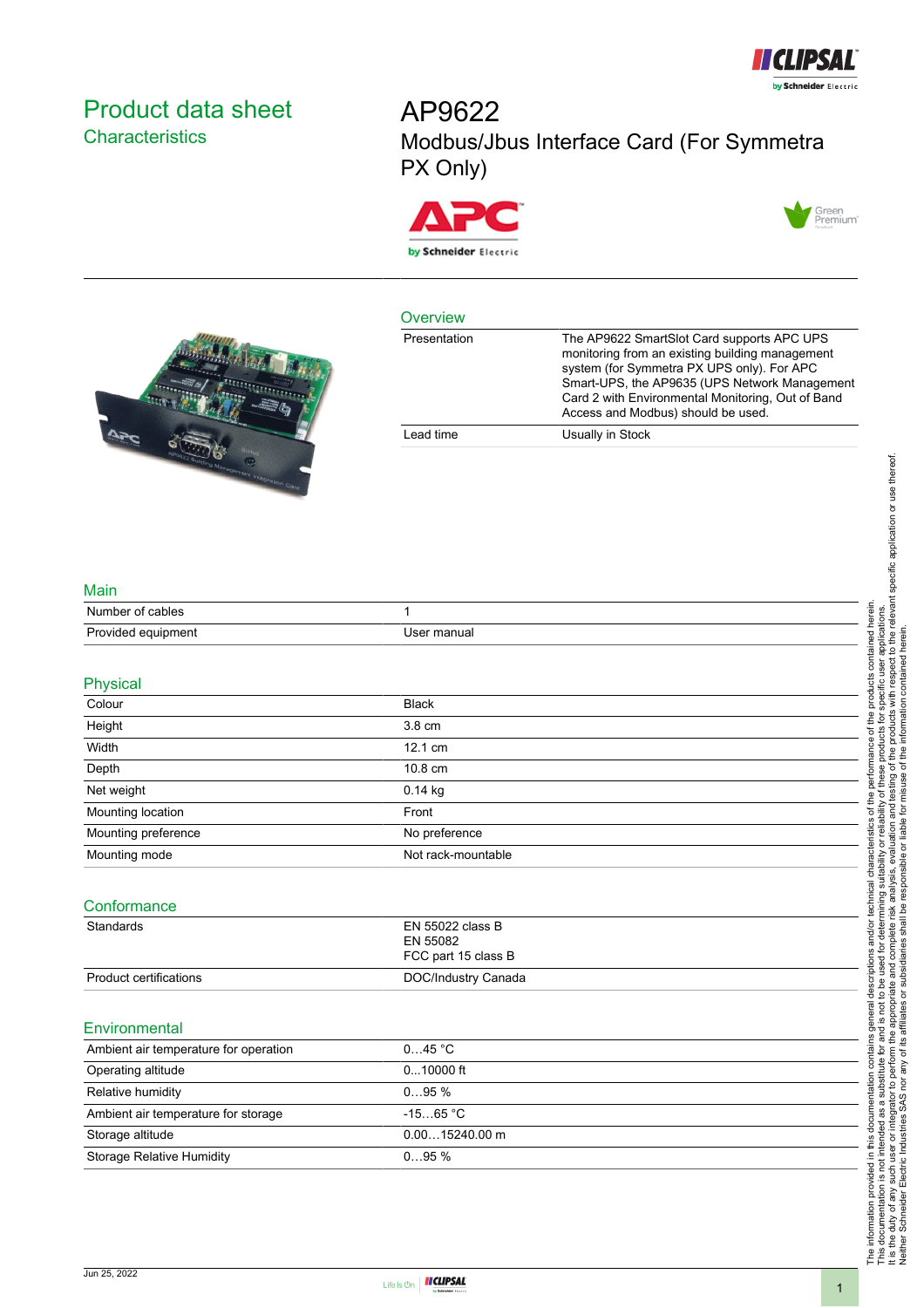# Product data sheet

## Characteristics

# AP9622

Modbus/Jbus Interface Card (For Symmetra PX Only)

## Overview

| | |
|---|---|
| Presentation | The AP9622 SmartSlot Card supports APC UPS monitoring from an existing building management system (for Symmetra PX UPS only). For APC Smart-UPS, the AP9635 (UPS Network Management Card 2 with Environmental Monitoring, Out of Band Access and Modbus) should be used. |
| Lead time | Usually in Stock |

## Main

| | |
|---|---|
| Number of cables | 1 |
| Provided equipment | User manual |

## Physical

| | |
|---|---|
| Colour | Black |
| Height | 3.8 cm |
| Width | 12.1 cm |
| Depth | 10.8 cm |
| Net weight | 0.14 kg |
| Mounting location | Front |
| Mounting preference | No preference |
| Mounting mode | Not rack-mountable |

## Conformance

| | |
|---|---|
| Standards | EN 55022 class B<br>EN 55082<br>FCC part 15 class B |
| Product certifications | DOC/Industry Canada |

## Environmental

| | |
|---|---|
| Ambient air temperature for operation | 0…45 °C |
| Operating altitude | 0...10000 ft |
| Relative humidity | 0…95 % |
| Ambient air temperature for storage | -15…65 °C |
| Storage altitude | 0.00…15240.00 m |
| Storage Relative Humidity | 0…95 % |

The information provided in this documentation contains general descriptions and/or technical characteristics of the performance of the products contained herein. This documentation is not intended as a substitute for and is not to be used for determining suitability or reliability of these products for specific user applications. It is the duty of any such user or integrator to perform the appropriate and complete risk analysis, evaluation and testing of the products with respect to the relevant specific application or use thereof. Neither Schneider Electric Industries SAS nor any of its affiliates or subsidiaries shall be responsible or liable for misuse of the information contained herein.

Jun 25, 2022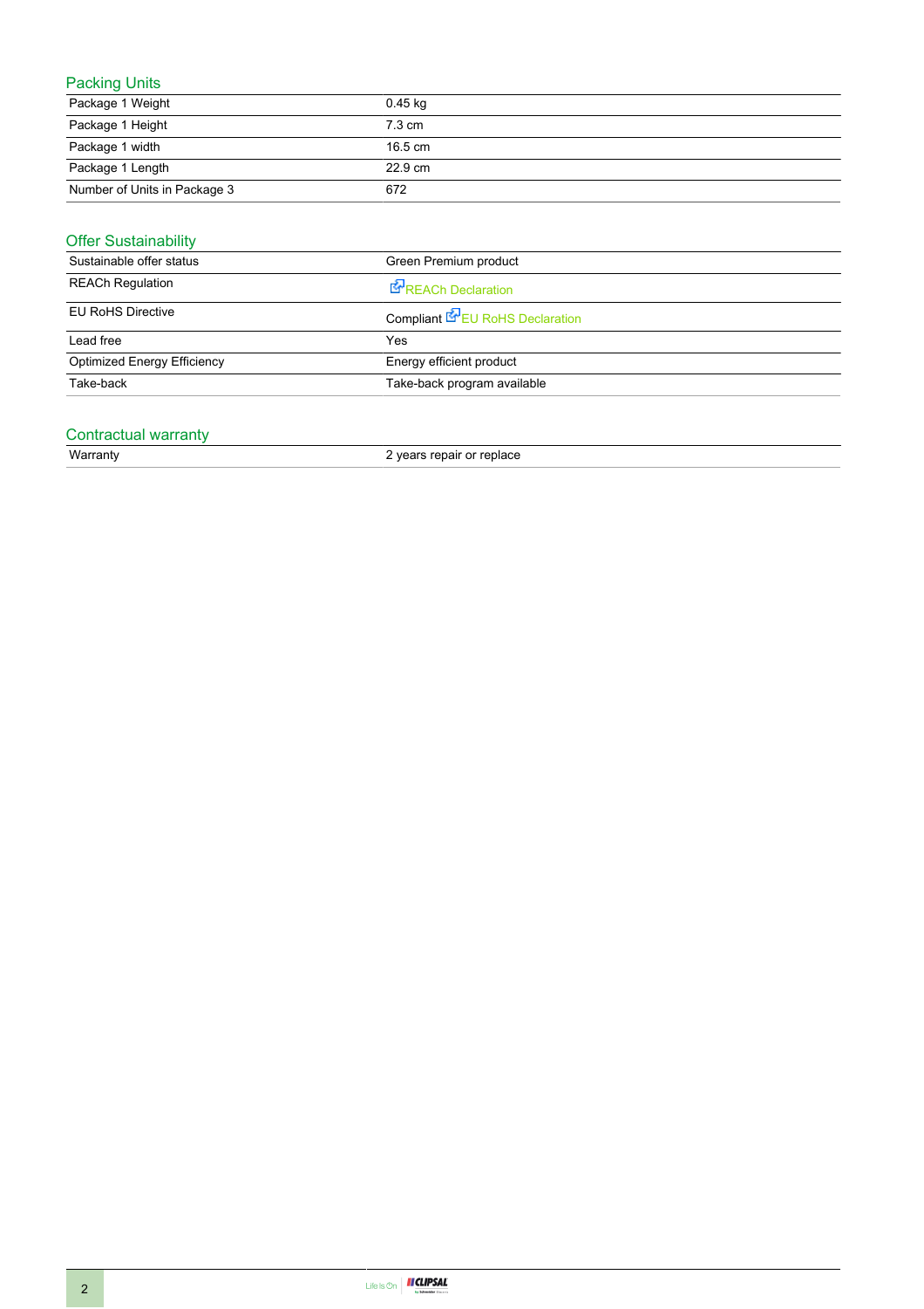## Packing Units

| | |
|---|---|
| Package 1 Weight | 0.45 kg |
| Package 1 Height | 7.3 cm |
| Package 1 width | 16.5 cm |
| Package 1 Length | 22.9 cm |
| Number of Units in Package 3 | 672 |

## Offer Sustainability

| | |
|---|---|
| Sustainable offer status | Green Premium product |
| REACh Regulation | REACh Declaration |
| EU RoHS Directive | Compliant EU RoHS Declaration |
| Lead free | Yes |
| Optimized Energy Efficiency | Energy efficient product |
| Take-back | Take-back program available |

## Contractual warranty

| | |
|---|---|
| Warranty | 2 years repair or replace |